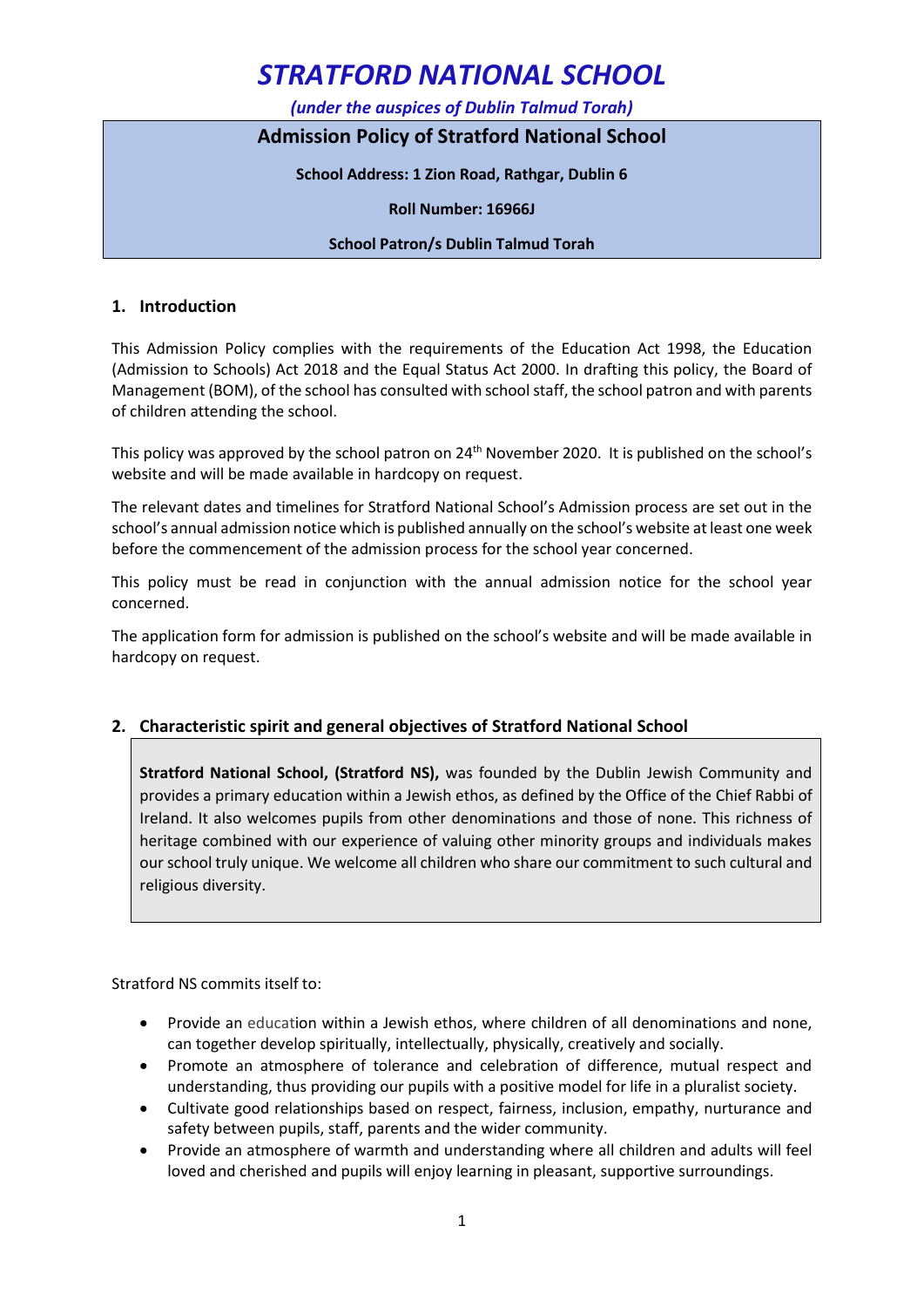# *STRATFORD NATIONAL SCHOOL*

***(under the auspices of Dublin Talmud Torah)***

## Admission Policy of Stratford National School

**School Address: 1 Zion Road, Rathgar, Dublin 6**

**Roll Number: 16966J**

**School Patron/s Dublin Talmud Torah**

## 1. Introduction

This Admission Policy complies with the requirements of the Education Act 1998, the Education (Admission to Schools) Act 2018 and the Equal Status Act 2000. In drafting this policy, the Board of Management (BOM), of the school has consulted with school staff, the school patron and with parents of children attending the school.

This policy was approved by the school patron on 24th November 2020. It is published on the school's website and will be made available in hardcopy on request.

The relevant dates and timelines for Stratford National School's Admission process are set out in the school's annual admission notice which is published annually on the school's website at least one week before the commencement of the admission process for the school year concerned.

This policy must be read in conjunction with the annual admission notice for the school year concerned.

The application form for admission is published on the school's website and will be made available in hardcopy on request.

## 2. Characteristic spirit and general objectives of Stratford National School

**Stratford National School, (Stratford NS),** was founded by the Dublin Jewish Community and provides a primary education within a Jewish ethos, as defined by the Office of the Chief Rabbi of Ireland. It also welcomes pupils from other denominations and those of none. This richness of heritage combined with our experience of valuing other minority groups and individuals makes our school truly unique. We welcome all children who share our commitment to such cultural and religious diversity.

Stratford NS commits itself to:

- Provide an education within a Jewish ethos, where children of all denominations and none, can together develop spiritually, intellectually, physically, creatively and socially.
- Promote an atmosphere of tolerance and celebration of difference, mutual respect and understanding, thus providing our pupils with a positive model for life in a pluralist society.
- Cultivate good relationships based on respect, fairness, inclusion, empathy, nurturance and safety between pupils, staff, parents and the wider community.
- Provide an atmosphere of warmth and understanding where all children and adults will feel loved and cherished and pupils will enjoy learning in pleasant, supportive surroundings.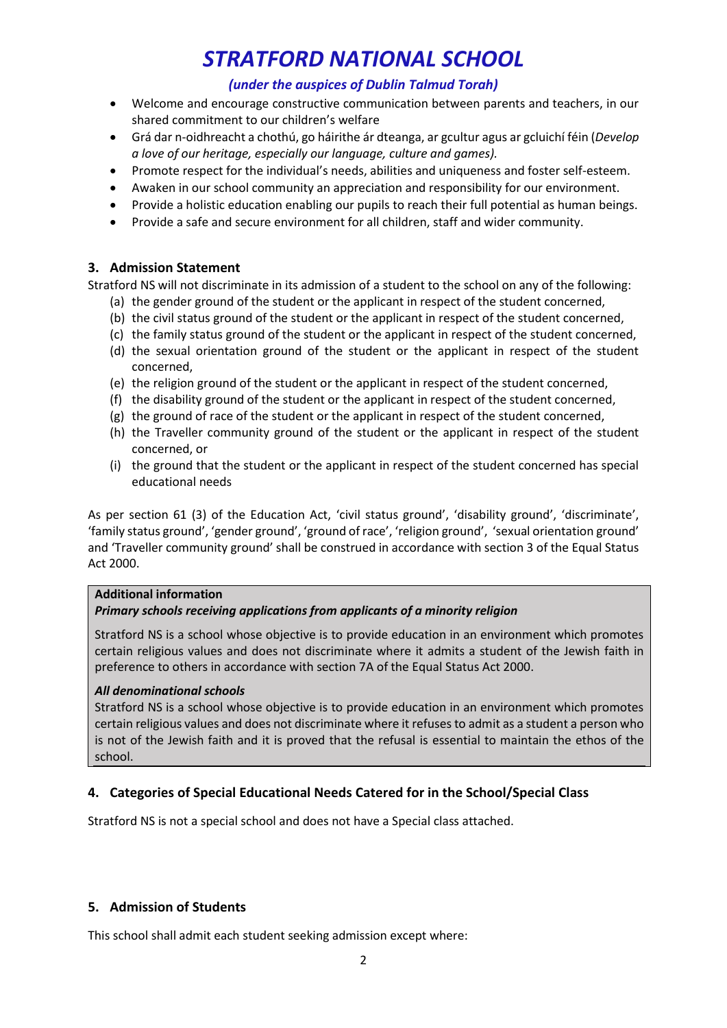- Welcome and encourage constructive communication between parents and teachers, in our shared commitment to our children's welfare
- Grá dar n-oidhreacht a chothú, go háirithe ár dteanga, ar gcultur agus ar gcluichí féin (*Develop a love of our heritage, especially our language, culture and games).*
- Promote respect for the individual's needs, abilities and uniqueness and foster self-esteem.
- Awaken in our school community an appreciation and responsibility for our environment.
- Provide a holistic education enabling our pupils to reach their full potential as human beings.
- Provide a safe and secure environment for all children, staff and wider community.

### 3. Admission Statement

Stratford NS will not discriminate in its admission of a student to the school on any of the following:

(a) the gender ground of the student or the applicant in respect of the student concerned,
(b) the civil status ground of the student or the applicant in respect of the student concerned,
(c) the family status ground of the student or the applicant in respect of the student concerned,
(d) the sexual orientation ground of the student or the applicant in respect of the student concerned,
(e) the religion ground of the student or the applicant in respect of the student concerned,
(f) the disability ground of the student or the applicant in respect of the student concerned,
(g) the ground of race of the student or the applicant in respect of the student concerned,
(h) the Traveller community ground of the student or the applicant in respect of the student concerned, or
(i) the ground that the student or the applicant in respect of the student concerned has special educational needs

As per section 61 (3) of the Education Act, 'civil status ground', 'disability ground', 'discriminate', 'family status ground', 'gender ground', 'ground of race', 'religion ground', 'sexual orientation ground' and 'Traveller community ground' shall be construed in accordance with section 3 of the Equal Status Act 2000.

**Additional information**

***Primary schools receiving applications from applicants of a minority religion***

Stratford NS is a school whose objective is to provide education in an environment which promotes certain religious values and does not discriminate where it admits a student of the Jewish faith in preference to others in accordance with section 7A of the Equal Status Act 2000.

***All denominational schools***

Stratford NS is a school whose objective is to provide education in an environment which promotes certain religious values and does not discriminate where it refuses to admit as a student a person who is not of the Jewish faith and it is proved that the refusal is essential to maintain the ethos of the school.

### 4. Categories of Special Educational Needs Catered for in the School/Special Class

Stratford NS is not a special school and does not have a Special class attached.

### 5. Admission of Students

This school shall admit each student seeking admission except where: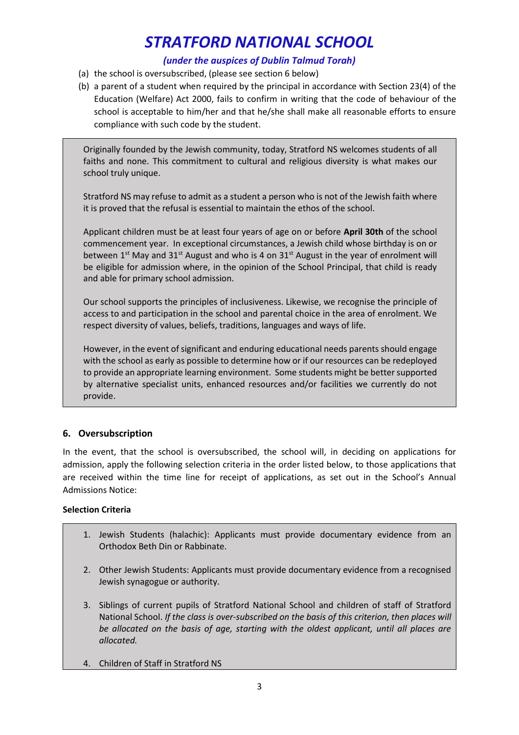# STRATFORD NATIONAL SCHOOL

*(under the auspices of Dublin Talmud Torah)*

(a) the school is oversubscribed, (please see section 6 below)

(b) a parent of a student when required by the principal in accordance with Section 23(4) of the Education (Welfare) Act 2000, fails to confirm in writing that the code of behaviour of the school is acceptable to him/her and that he/she shall make all reasonable efforts to ensure compliance with such code by the student.

Originally founded by the Jewish community, today, Stratford NS welcomes students of all faiths and none. This commitment to cultural and religious diversity is what makes our school truly unique.

Stratford NS may refuse to admit as a student a person who is not of the Jewish faith where it is proved that the refusal is essential to maintain the ethos of the school.

Applicant children must be at least four years of age on or before **April 30th** of the school commencement year. In exceptional circumstances, a Jewish child whose birthday is on or between 1st May and 31st August and who is 4 on 31st August in the year of enrolment will be eligible for admission where, in the opinion of the School Principal, that child is ready and able for primary school admission.

Our school supports the principles of inclusiveness. Likewise, we recognise the principle of access to and participation in the school and parental choice in the area of enrolment. We respect diversity of values, beliefs, traditions, languages and ways of life.

However, in the event of significant and enduring educational needs parents should engage with the school as early as possible to determine how or if our resources can be redeployed to provide an appropriate learning environment. Some students might be better supported by alternative specialist units, enhanced resources and/or facilities we currently do not provide.

## 6. Oversubscription

In the event, that the school is oversubscribed, the school will, in deciding on applications for admission, apply the following selection criteria in the order listed below, to those applications that are received within the time line for receipt of applications, as set out in the School's Annual Admissions Notice:

**Selection Criteria**

1. Jewish Students (halachic): Applicants must provide documentary evidence from an Orthodox Beth Din or Rabbinate.
2. Other Jewish Students: Applicants must provide documentary evidence from a recognised Jewish synagogue or authority.
3. Siblings of current pupils of Stratford National School and children of staff of Stratford National School. *If the class is over-subscribed on the basis of this criterion, then places will be allocated on the basis of age, starting with the oldest applicant, until all places are allocated.*
4. Children of Staff in Stratford NS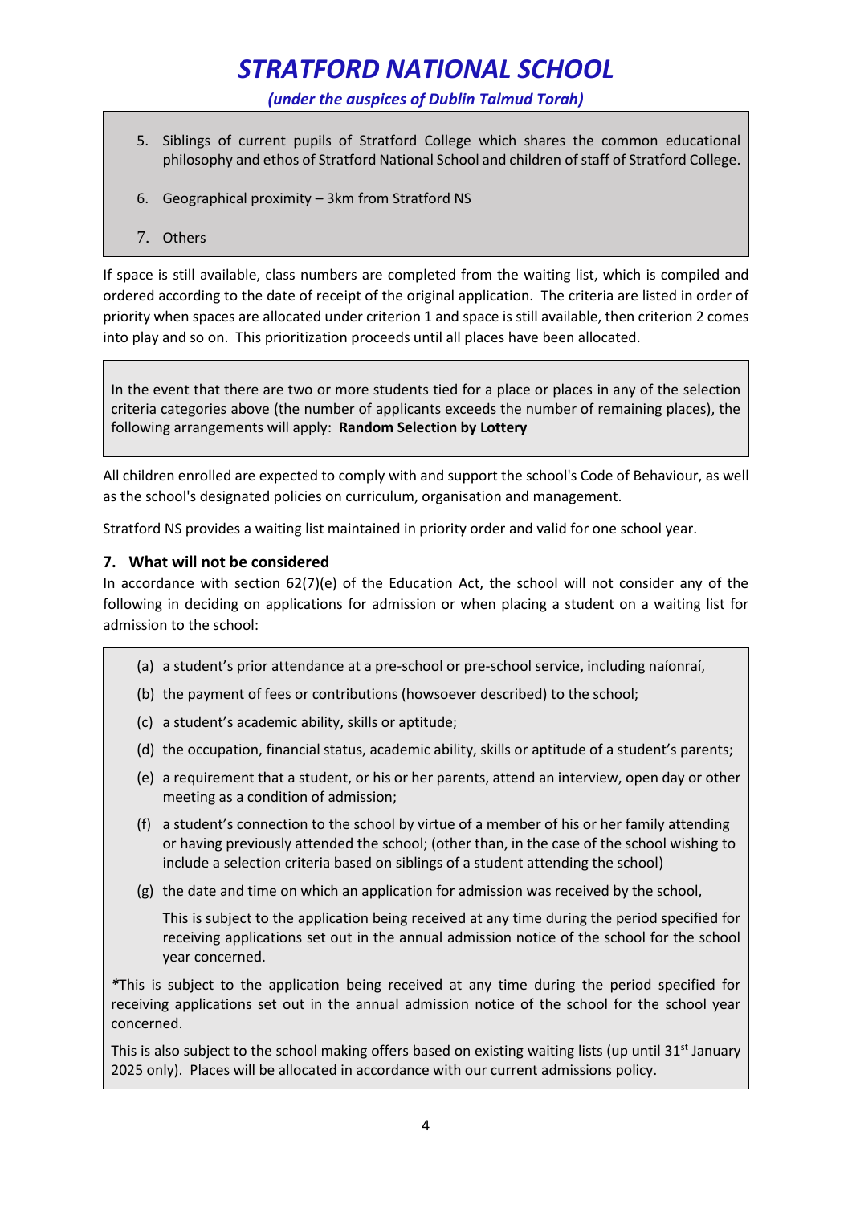5. Siblings of current pupils of Stratford College which shares the common educational philosophy and ethos of Stratford National School and children of staff of Stratford College.

6. Geographical proximity – 3km from Stratford NS

7. Others

If space is still available, class numbers are completed from the waiting list, which is compiled and ordered according to the date of receipt of the original application. The criteria are listed in order of priority when spaces are allocated under criterion 1 and space is still available, then criterion 2 comes into play and so on. This prioritization proceeds until all places have been allocated.

In the event that there are two or more students tied for a place or places in any of the selection criteria categories above (the number of applicants exceeds the number of remaining places), the following arrangements will apply: **Random Selection by Lottery**

All children enrolled are expected to comply with and support the school's Code of Behaviour, as well as the school's designated policies on curriculum, organisation and management.

Stratford NS provides a waiting list maintained in priority order and valid for one school year.

### 7. What will not be considered

In accordance with section 62(7)(e) of the Education Act, the school will not consider any of the following in deciding on applications for admission or when placing a student on a waiting list for admission to the school:

(a) a student's prior attendance at a pre-school or pre-school service, including naíonraí,

(b) the payment of fees or contributions (howsoever described) to the school;

(c) a student's academic ability, skills or aptitude;

(d) the occupation, financial status, academic ability, skills or aptitude of a student's parents;

(e) a requirement that a student, or his or her parents, attend an interview, open day or other meeting as a condition of admission;

(f) a student's connection to the school by virtue of a member of his or her family attending or having previously attended the school; (other than, in the case of the school wishing to include a selection criteria based on siblings of a student attending the school)

(g) the date and time on which an application for admission was received by the school,

This is subject to the application being received at any time during the period specified for receiving applications set out in the annual admission notice of the school for the school year concerned.

*This is subject to the application being received at any time during the period specified for receiving applications set out in the annual admission notice of the school for the school year concerned.

This is also subject to the school making offers based on existing waiting lists (up until 31st January 2025 only). Places will be allocated in accordance with our current admissions policy.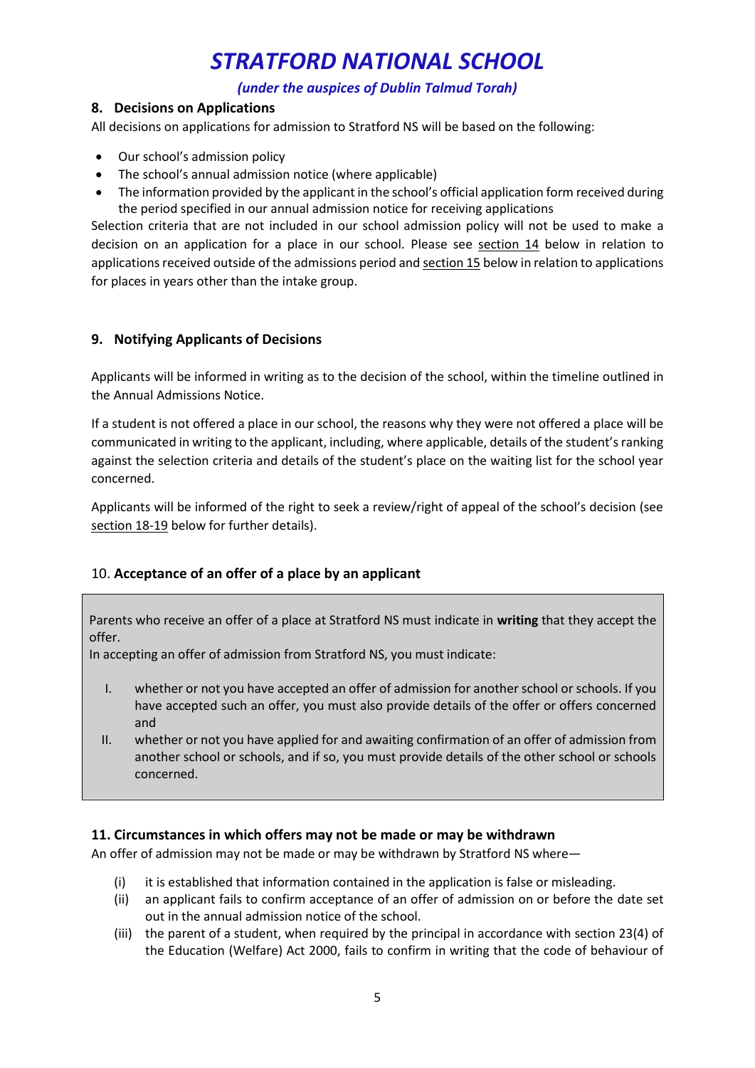# STRATFORD NATIONAL SCHOOL

***(under the auspices of Dublin Talmud Torah)***

## 8. Decisions on Applications

All decisions on applications for admission to Stratford NS will be based on the following:

- Our school's admission policy
- The school's annual admission notice (where applicable)
- The information provided by the applicant in the school's official application form received during the period specified in our annual admission notice for receiving applications

Selection criteria that are not included in our school admission policy will not be used to make a decision on an application for a place in our school. Please see section 14 below in relation to applications received outside of the admissions period and section 15 below in relation to applications for places in years other than the intake group.

## 9. Notifying Applicants of Decisions

Applicants will be informed in writing as to the decision of the school, within the timeline outlined in the Annual Admissions Notice.

If a student is not offered a place in our school, the reasons why they were not offered a place will be communicated in writing to the applicant, including, where applicable, details of the student's ranking against the selection criteria and details of the student's place on the waiting list for the school year concerned.

Applicants will be informed of the right to seek a review/right of appeal of the school's decision (see section 18-19 below for further details).

## 10. Acceptance of an offer of a place by an applicant

Parents who receive an offer of a place at Stratford NS must indicate in **writing** that they accept the offer.

In accepting an offer of admission from Stratford NS, you must indicate:

I. whether or not you have accepted an offer of admission for another school or schools. If you have accepted such an offer, you must also provide details of the offer or offers concerned and

II. whether or not you have applied for and awaiting confirmation of an offer of admission from another school or schools, and if so, you must provide details of the other school or schools concerned.

## 11. Circumstances in which offers may not be made or may be withdrawn

An offer of admission may not be made or may be withdrawn by Stratford NS where—

(i) it is established that information contained in the application is false or misleading.

(ii) an applicant fails to confirm acceptance of an offer of admission on or before the date set out in the annual admission notice of the school.

(iii) the parent of a student, when required by the principal in accordance with section 23(4) of the Education (Welfare) Act 2000, fails to confirm in writing that the code of behaviour of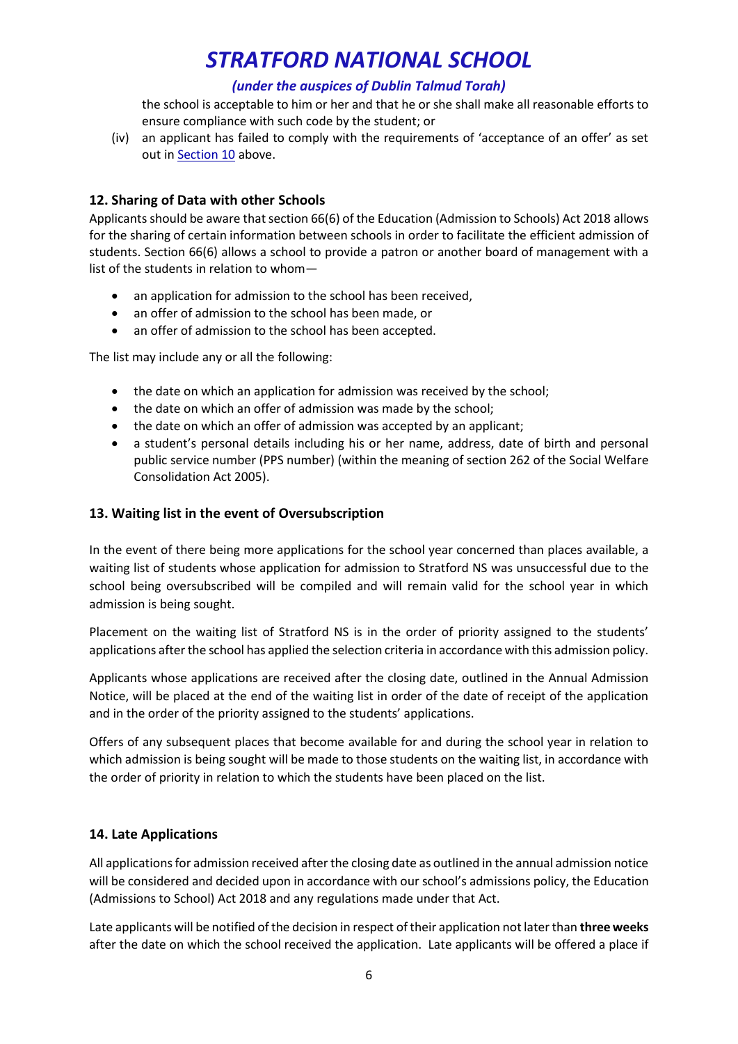the school is acceptable to him or her and that he or she shall make all reasonable efforts to ensure compliance with such code by the student; or

(iv) an applicant has failed to comply with the requirements of 'acceptance of an offer' as set out in Section 10 above.

## 12. Sharing of Data with other Schools

Applicants should be aware that section 66(6) of the Education (Admission to Schools) Act 2018 allows for the sharing of certain information between schools in order to facilitate the efficient admission of students. Section 66(6) allows a school to provide a patron or another board of management with a list of the students in relation to whom—

- an application for admission to the school has been received,
- an offer of admission to the school has been made, or
- an offer of admission to the school has been accepted.

The list may include any or all the following:

- the date on which an application for admission was received by the school;
- the date on which an offer of admission was made by the school;
- the date on which an offer of admission was accepted by an applicant;
- a student's personal details including his or her name, address, date of birth and personal public service number (PPS number) (within the meaning of section 262 of the Social Welfare Consolidation Act 2005).

## 13. Waiting list in the event of Oversubscription

In the event of there being more applications for the school year concerned than places available, a waiting list of students whose application for admission to Stratford NS was unsuccessful due to the school being oversubscribed will be compiled and will remain valid for the school year in which admission is being sought.

Placement on the waiting list of Stratford NS is in the order of priority assigned to the students' applications after the school has applied the selection criteria in accordance with this admission policy.

Applicants whose applications are received after the closing date, outlined in the Annual Admission Notice, will be placed at the end of the waiting list in order of the date of receipt of the application and in the order of the priority assigned to the students' applications.

Offers of any subsequent places that become available for and during the school year in relation to which admission is being sought will be made to those students on the waiting list, in accordance with the order of priority in relation to which the students have been placed on the list.

## 14. Late Applications

All applications for admission received after the closing date as outlined in the annual admission notice will be considered and decided upon in accordance with our school's admissions policy, the Education (Admissions to School) Act 2018 and any regulations made under that Act.

Late applicants will be notified of the decision in respect of their application not later than **three weeks** after the date on which the school received the application. Late applicants will be offered a place if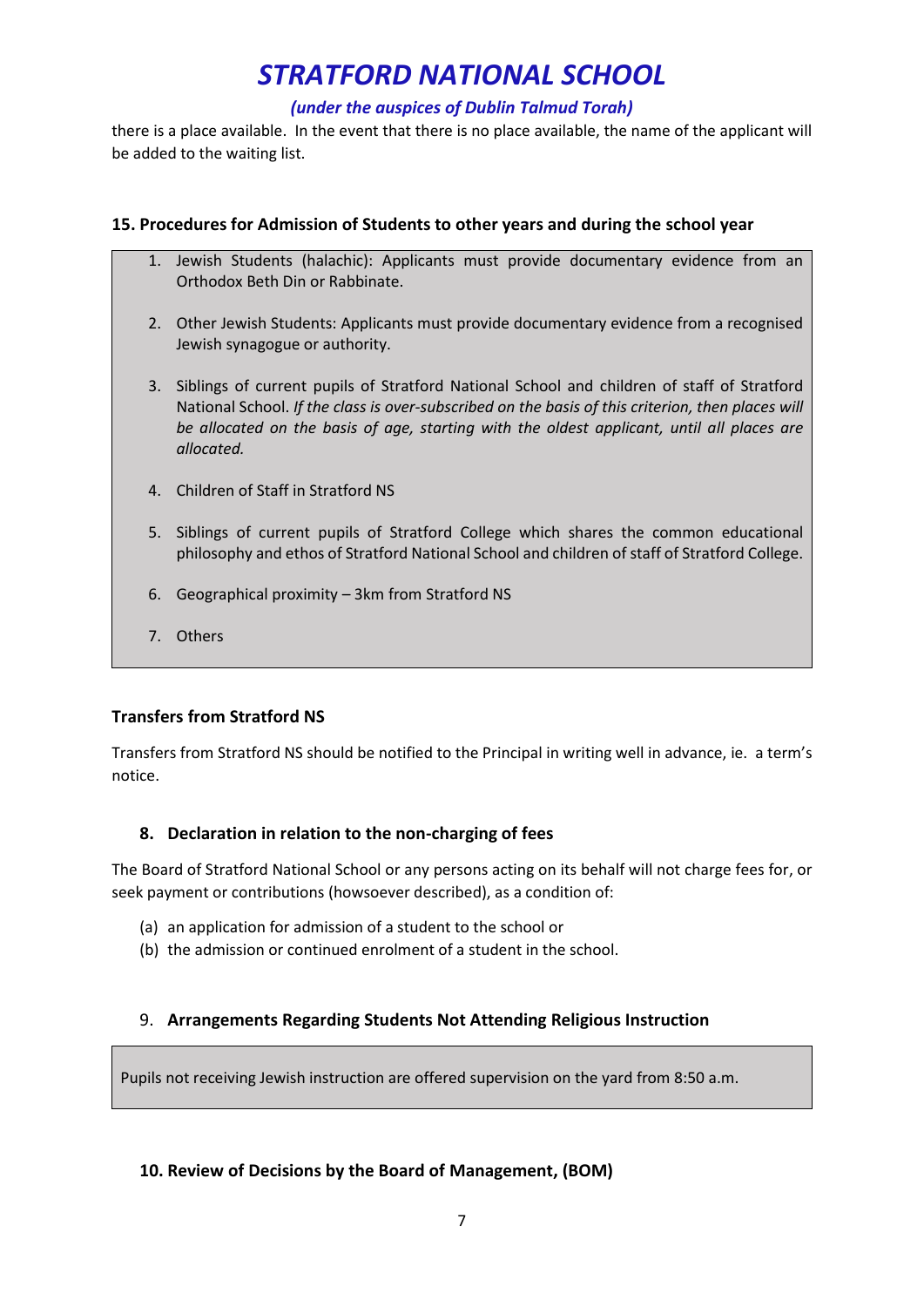there is a place available. In the event that there is no place available, the name of the applicant will be added to the waiting list.

### 15. Procedures for Admission of Students to other years and during the school year

1. Jewish Students (halachic): Applicants must provide documentary evidence from an Orthodox Beth Din or Rabbinate.

2. Other Jewish Students: Applicants must provide documentary evidence from a recognised Jewish synagogue or authority.

3. Siblings of current pupils of Stratford National School and children of staff of Stratford National School. *If the class is over-subscribed on the basis of this criterion, then places will be allocated on the basis of age, starting with the oldest applicant, until all places are allocated.*

4. Children of Staff in Stratford NS

5. Siblings of current pupils of Stratford College which shares the common educational philosophy and ethos of Stratford National School and children of staff of Stratford College.

6. Geographical proximity – 3km from Stratford NS

7. Others

### Transfers from Stratford NS

Transfers from Stratford NS should be notified to the Principal in writing well in advance, ie. a term's notice.

### 8. Declaration in relation to the non-charging of fees

The Board of Stratford National School or any persons acting on its behalf will not charge fees for, or seek payment or contributions (howsoever described), as a condition of:

(a) an application for admission of a student to the school or
(b) the admission or continued enrolment of a student in the school.

### 9. Arrangements Regarding Students Not Attending Religious Instruction

Pupils not receiving Jewish instruction are offered supervision on the yard from 8:50 a.m.

### 10. Review of Decisions by the Board of Management, (BOM)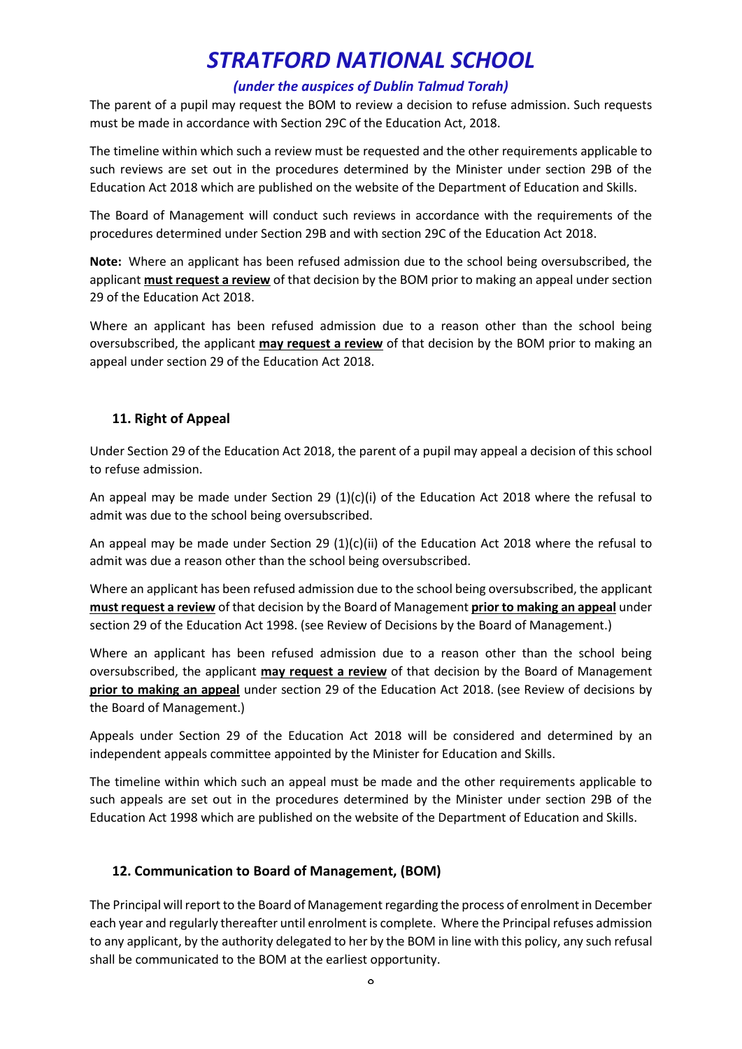The parent of a pupil may request the BOM to review a decision to refuse admission. Such requests must be made in accordance with Section 29C of the Education Act, 2018.

The timeline within which such a review must be requested and the other requirements applicable to such reviews are set out in the procedures determined by the Minister under section 29B of the Education Act 2018 which are published on the website of the Department of Education and Skills.

The Board of Management will conduct such reviews in accordance with the requirements of the procedures determined under Section 29B and with section 29C of the Education Act 2018.

**Note:** Where an applicant has been refused admission due to the school being oversubscribed, the applicant **must request a review** of that decision by the BOM prior to making an appeal under section 29 of the Education Act 2018.

Where an applicant has been refused admission due to a reason other than the school being oversubscribed, the applicant **may request a review** of that decision by the BOM prior to making an appeal under section 29 of the Education Act 2018.

### 11. Right of Appeal

Under Section 29 of the Education Act 2018, the parent of a pupil may appeal a decision of this school to refuse admission.

An appeal may be made under Section 29 (1)(c)(i) of the Education Act 2018 where the refusal to admit was due to the school being oversubscribed.

An appeal may be made under Section 29 (1)(c)(ii) of the Education Act 2018 where the refusal to admit was due a reason other than the school being oversubscribed.

Where an applicant has been refused admission due to the school being oversubscribed, the applicant **must request a review** of that decision by the Board of Management **prior to making an appeal** under section 29 of the Education Act 1998. (see Review of Decisions by the Board of Management.)

Where an applicant has been refused admission due to a reason other than the school being oversubscribed, the applicant **may request a review** of that decision by the Board of Management **prior to making an appeal** under section 29 of the Education Act 2018. (see Review of decisions by the Board of Management.)

Appeals under Section 29 of the Education Act 2018 will be considered and determined by an independent appeals committee appointed by the Minister for Education and Skills.

The timeline within which such an appeal must be made and the other requirements applicable to such appeals are set out in the procedures determined by the Minister under section 29B of the Education Act 1998 which are published on the website of the Department of Education and Skills.

### 12. Communication to Board of Management, (BOM)

The Principal will report to the Board of Management regarding the process of enrolment in December each year and regularly thereafter until enrolment is complete. Where the Principal refuses admission to any applicant, by the authority delegated to her by the BOM in line with this policy, any such refusal shall be communicated to the BOM at the earliest opportunity.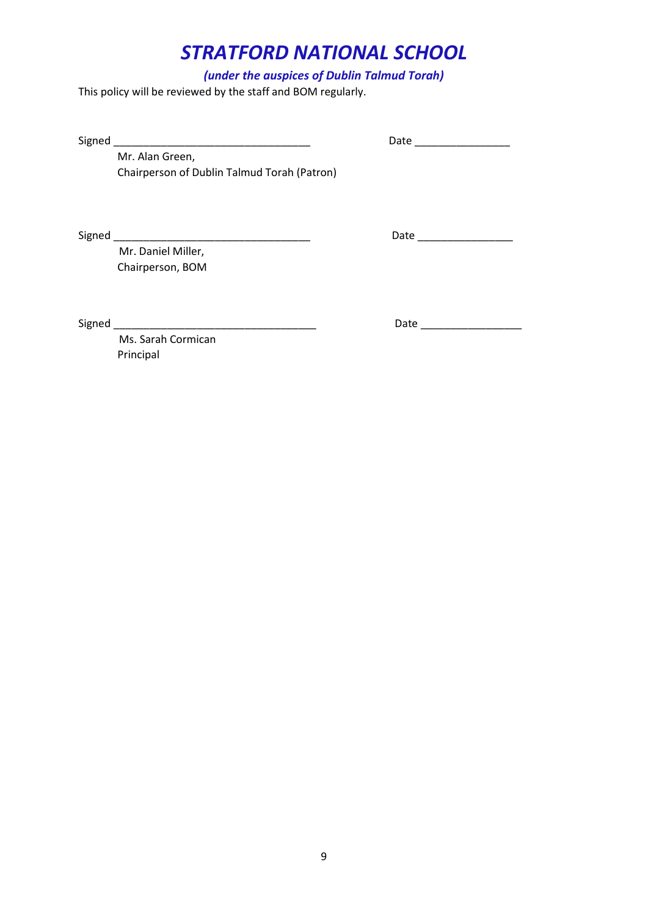# STRATFORD NATIONAL SCHOOL

***(under the auspices of Dublin Talmud Torah)***

This policy will be reviewed by the staff and BOM regularly.

Signed ___________________________________ Date _________________

Mr. Alan Green,
Chairperson of Dublin Talmud Torah (Patron)

Signed ___________________________________ Date _________________

Mr. Daniel Miller,
Chairperson, BOM

Signed ___________________________________ Date _________________

Ms. Sarah Cormican
Principal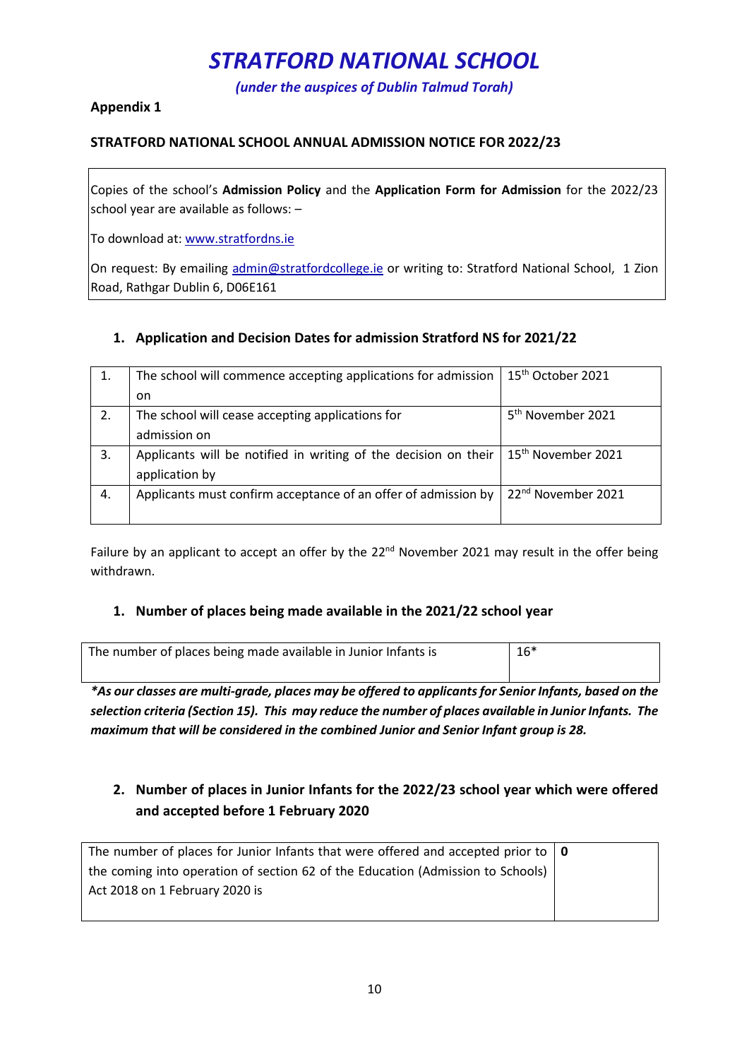# *STRATFORD NATIONAL SCHOOL*

*(under the auspices of Dublin Talmud Torah)*

**Appendix 1**

**STRATFORD NATIONAL SCHOOL ANNUAL ADMISSION NOTICE FOR 2022/23**

Copies of the school's **Admission Policy** and the **Application Form for Admission** for the 2022/23 school year are available as follows: –

To download at: www.stratfordns.ie

On request: By emailing admin@stratfordcollege.ie or writing to: Stratford National School, 1 Zion Road, Rathgar Dublin 6, D06E161

### 1. Application and Decision Dates for admission Stratford NS for 2021/22

| | | |
|---|---|---|
| 1. | The school will commence accepting applications for admission on | 15th October 2021 |
| 2. | The school will cease accepting applications for admission on | 5th November 2021 |
| 3. | Applicants will be notified in writing of the decision on their application by | 15th November 2021 |
| 4. | Applicants must confirm acceptance of an offer of admission by | 22nd November 2021 |

Failure by an applicant to accept an offer by the 22nd November 2021 may result in the offer being withdrawn.

### 1. Number of places being made available in the 2021/22 school year

| | |
|---|---|
| The number of places being made available in Junior Infants is | 16* |

***As our classes are multi-grade, places may be offered to applicants for Senior Infants, based on the selection criteria (Section 15). This may reduce the number of places available in Junior Infants. The maximum that will be considered in the combined Junior and Senior Infant group is 28.***

### 2. Number of places in Junior Infants for the 2022/23 school year which were offered and accepted before 1 February 2020

| | |
|---|---|
| The number of places for Junior Infants that were offered and accepted prior to the coming into operation of section 62 of the Education (Admission to Schools) Act 2018 on 1 February 2020 is | **0** |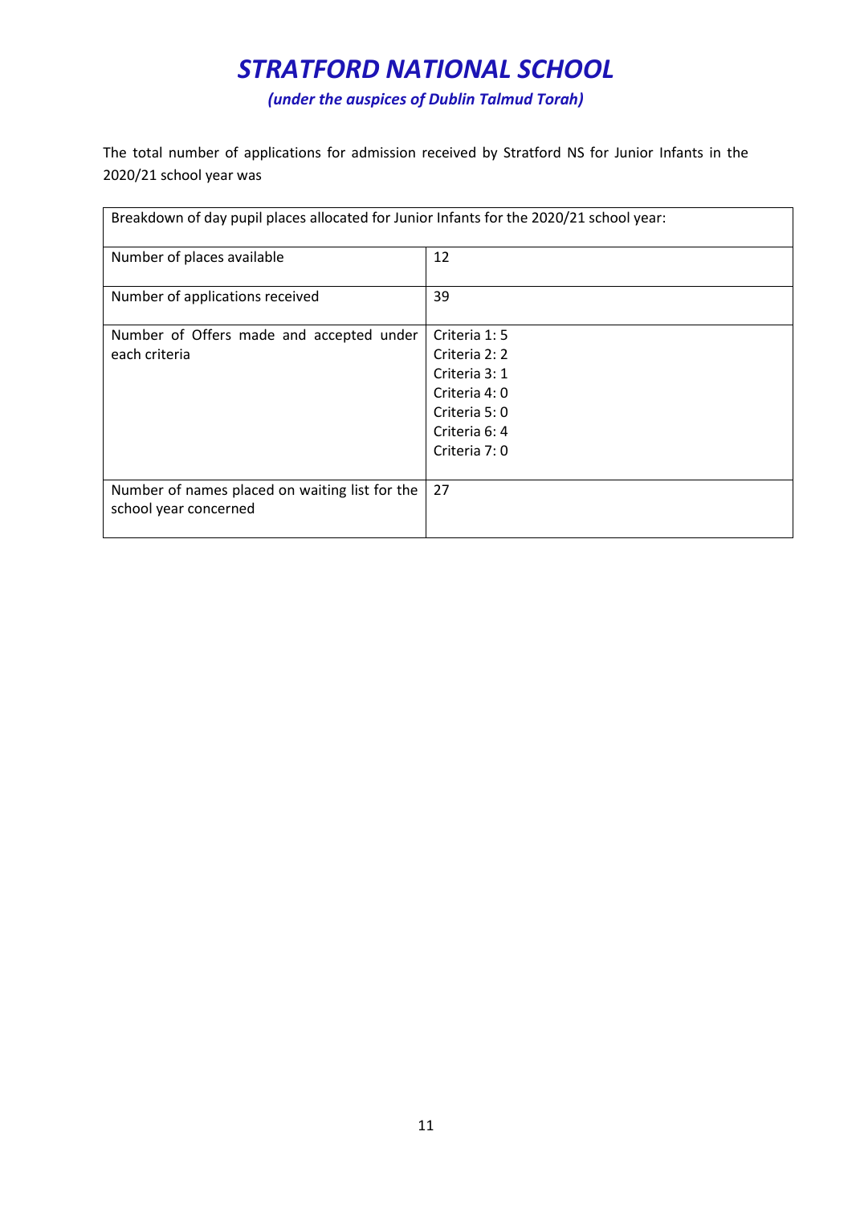# *STRATFORD NATIONAL SCHOOL*

***(under the auspices of Dublin Talmud Torah)***

The total number of applications for admission received by Stratford NS for Junior Infants in the 2020/21 school year was

| Breakdown of day pupil places allocated for Junior Infants for the 2020/21 school year: | |
|---|---|
| Number of places available | 12 |
| Number of applications received | 39 |
| Number of Offers made and accepted under each criteria | Criteria 1: 5<br>Criteria 2: 2<br>Criteria 3: 1<br>Criteria 4: 0<br>Criteria 5: 0<br>Criteria 6: 4<br>Criteria 7: 0 |
| Number of names placed on waiting list for the school year concerned | 27 |